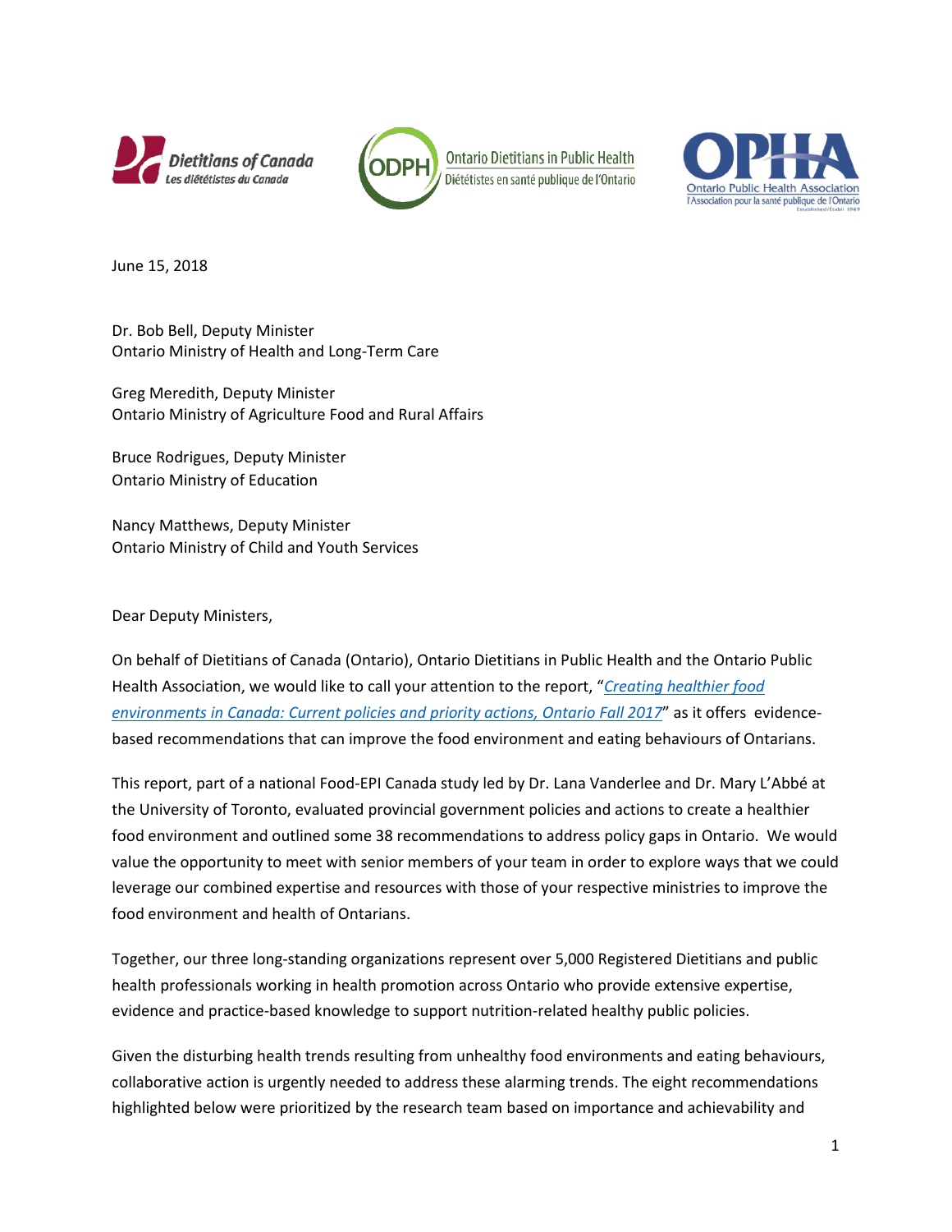Dietitians of Canada
Les diététistes du Canada

Ontario Dietitians in Public Health
Diététistes en santé publique de l'Ontario

OPHA
Ontario Public Health Association
l'Association pour la santé publique de l'Ontario

June 15, 2018

Dr. Bob Bell, Deputy Minister
Ontario Ministry of Health and Long-Term Care

Greg Meredith, Deputy Minister
Ontario Ministry of Agriculture Food and Rural Affairs

Bruce Rodrigues, Deputy Minister
Ontario Ministry of Education

Nancy Matthews, Deputy Minister
Ontario Ministry of Child and Youth Services

Dear Deputy Ministers,

On behalf of Dietitians of Canada (Ontario), Ontario Dietitians in Public Health and the Ontario Public Health Association, we would like to call your attention to the report, "*Creating healthier food environments in Canada: Current policies and priority actions, Ontario Fall 2017*" as it offers evidence-based recommendations that can improve the food environment and eating behaviours of Ontarians.

This report, part of a national Food-EPI Canada study led by Dr. Lana Vanderlee and Dr. Mary L'Abbé at the University of Toronto, evaluated provincial government policies and actions to create a healthier food environment and outlined some 38 recommendations to address policy gaps in Ontario. We would value the opportunity to meet with senior members of your team in order to explore ways that we could leverage our combined expertise and resources with those of your respective ministries to improve the food environment and health of Ontarians.

Together, our three long-standing organizations represent over 5,000 Registered Dietitians and public health professionals working in health promotion across Ontario who provide extensive expertise, evidence and practice-based knowledge to support nutrition-related healthy public policies.

Given the disturbing health trends resulting from unhealthy food environments and eating behaviours, collaborative action is urgently needed to address these alarming trends. The eight recommendations highlighted below were prioritized by the research team based on importance and achievability and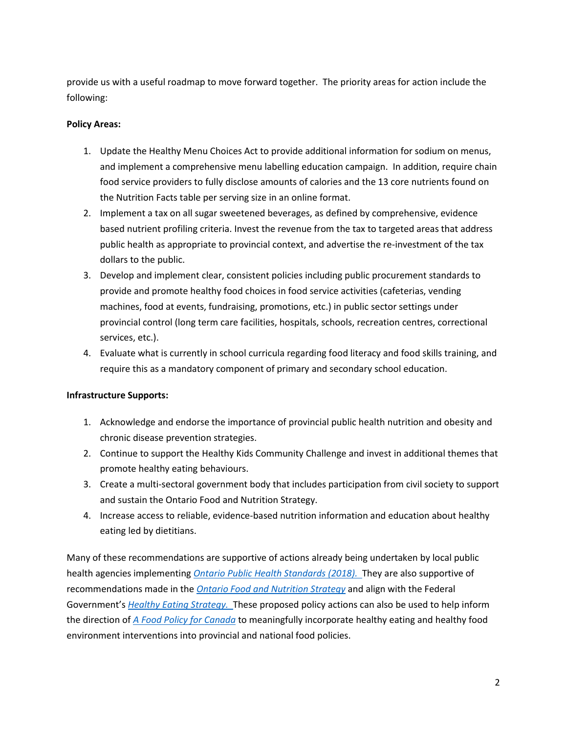provide us with a useful roadmap to move forward together. The priority areas for action include the following:

**Policy Areas:**

1. Update the Healthy Menu Choices Act to provide additional information for sodium on menus, and implement a comprehensive menu labelling education campaign. In addition, require chain food service providers to fully disclose amounts of calories and the 13 core nutrients found on the Nutrition Facts table per serving size in an online format.
2. Implement a tax on all sugar sweetened beverages, as defined by comprehensive, evidence based nutrient profiling criteria. Invest the revenue from the tax to targeted areas that address public health as appropriate to provincial context, and advertise the re-investment of the tax dollars to the public.
3. Develop and implement clear, consistent policies including public procurement standards to provide and promote healthy food choices in food service activities (cafeterias, vending machines, food at events, fundraising, promotions, etc.) in public sector settings under provincial control (long term care facilities, hospitals, schools, recreation centres, correctional services, etc.).
4. Evaluate what is currently in school curricula regarding food literacy and food skills training, and require this as a mandatory component of primary and secondary school education.

**Infrastructure Supports:**

1. Acknowledge and endorse the importance of provincial public health nutrition and obesity and chronic disease prevention strategies.
2. Continue to support the Healthy Kids Community Challenge and invest in additional themes that promote healthy eating behaviours.
3. Create a multi-sectoral government body that includes participation from civil society to support and sustain the Ontario Food and Nutrition Strategy.
4. Increase access to reliable, evidence-based nutrition information and education about healthy eating led by dietitians.

Many of these recommendations are supportive of actions already being undertaken by local public health agencies implementing *Ontario Public Health Standards (2018).* They are also supportive of recommendations made in the *Ontario Food and Nutrition Strategy* and align with the Federal Government's *Healthy Eating Strategy.* These proposed policy actions can also be used to help inform the direction of *A Food Policy for Canada* to meaningfully incorporate healthy eating and healthy food environment interventions into provincial and national food policies.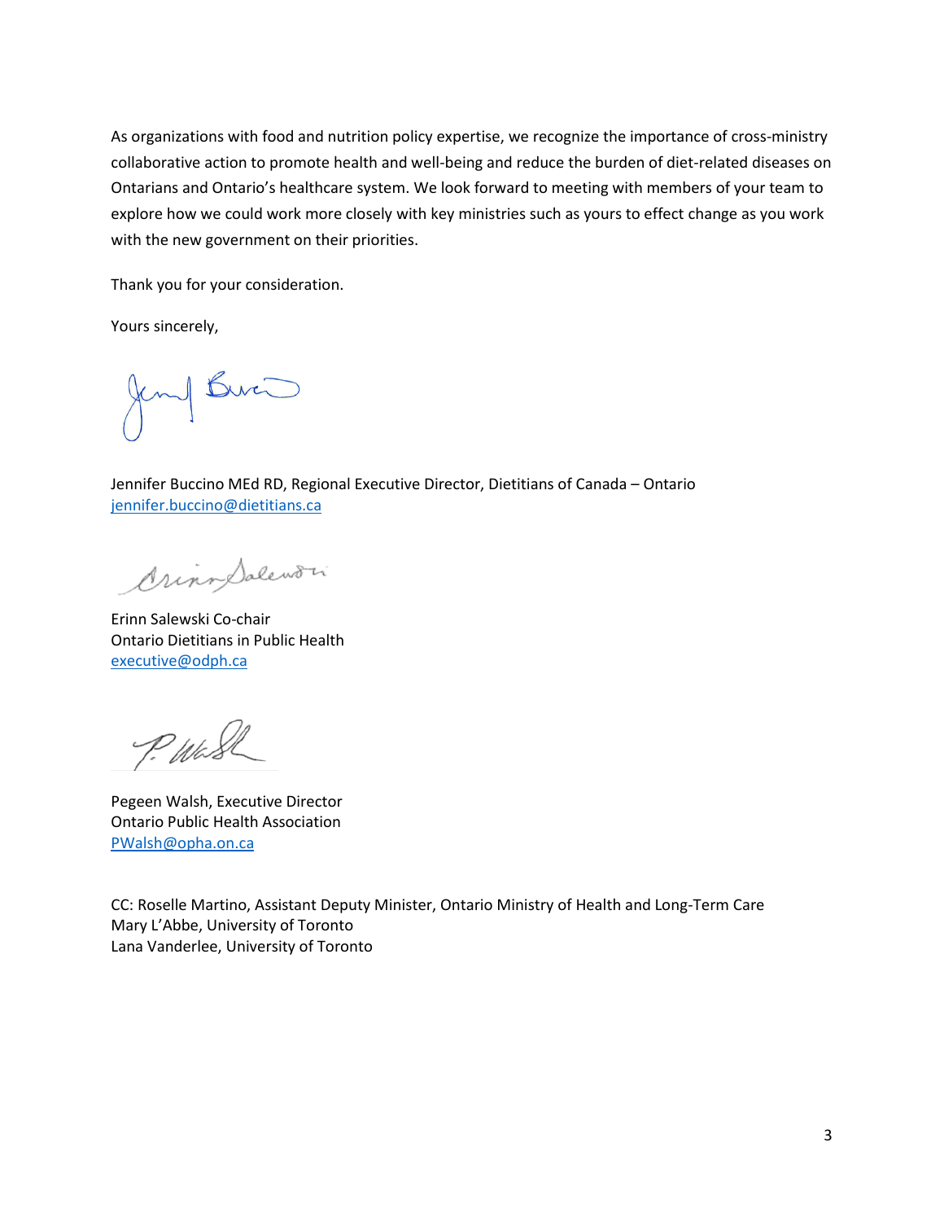As organizations with food and nutrition policy expertise, we recognize the importance of cross-ministry collaborative action to promote health and well-being and reduce the burden of diet-related diseases on Ontarians and Ontario's healthcare system. We look forward to meeting with members of your team to explore how we could work more closely with key ministries such as yours to effect change as you work with the new government on their priorities.

Thank you for your consideration.

Yours sincerely,

Jennifer Buccino MEd RD, Regional Executive Director, Dietitians of Canada – Ontario
jennifer.buccino@dietitians.ca

Erinn Salewski Co-chair
Ontario Dietitians in Public Health
executive@odph.ca

Pegeen Walsh, Executive Director
Ontario Public Health Association
PWalsh@opha.on.ca

CC: Roselle Martino, Assistant Deputy Minister, Ontario Ministry of Health and Long-Term Care
Mary L'Abbe, University of Toronto
Lana Vanderlee, University of Toronto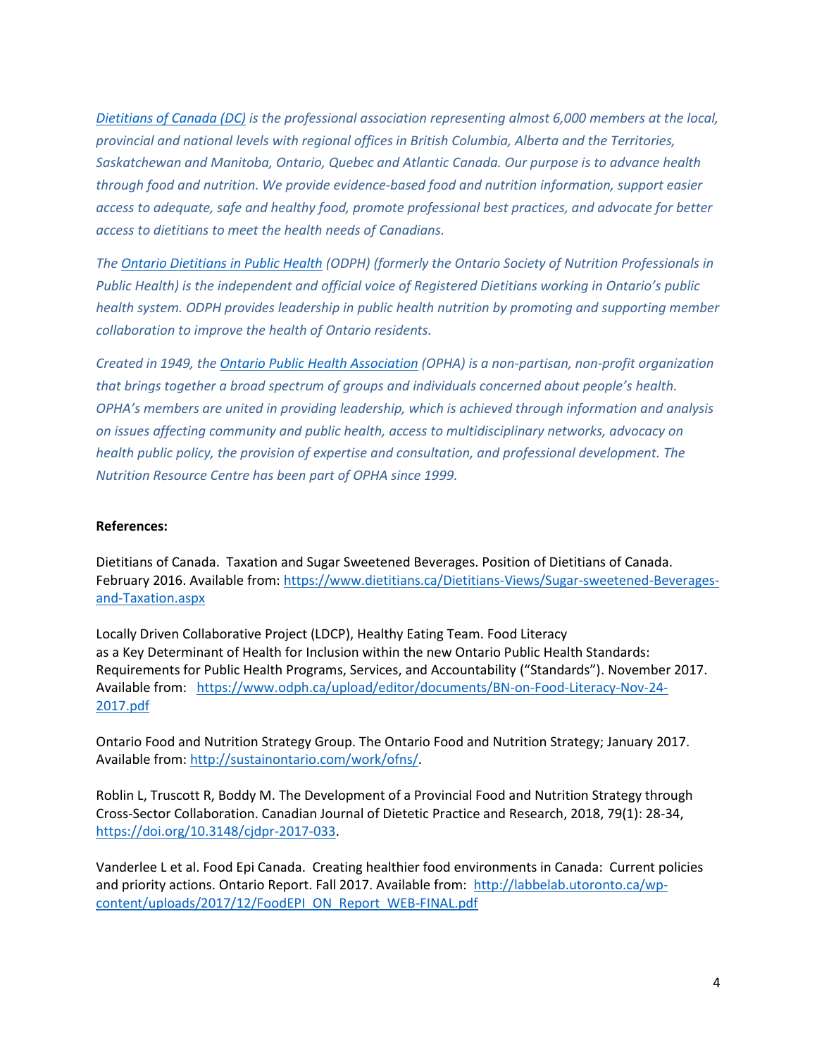*[Dietitians of Canada (DC)](https://www.dietitians.ca) is the professional association representing almost 6,000 members at the local, provincial and national levels with regional offices in British Columbia, Alberta and the Territories, Saskatchewan and Manitoba, Ontario, Quebec and Atlantic Canada. Our purpose is to advance health through food and nutrition. We provide evidence-based food and nutrition information, support easier access to adequate, safe and healthy food, promote professional best practices, and advocate for better access to dietitians to meet the health needs of Canadians.*

*The Ontario Dietitians in Public Health (ODPH) (formerly the Ontario Society of Nutrition Professionals in Public Health) is the independent and official voice of Registered Dietitians working in Ontario's public health system. ODPH provides leadership in public health nutrition by promoting and supporting member collaboration to improve the health of Ontario residents.*

*Created in 1949, the Ontario Public Health Association (OPHA) is a non-partisan, non-profit organization that brings together a broad spectrum of groups and individuals concerned about people's health. OPHA's members are united in providing leadership, which is achieved through information and analysis on issues affecting community and public health, access to multidisciplinary networks, advocacy on health public policy, the provision of expertise and consultation, and professional development. The Nutrition Resource Centre has been part of OPHA since 1999.*

**References:**

Dietitians of Canada. Taxation and Sugar Sweetened Beverages. Position of Dietitians of Canada. February 2016. Available from: https://www.dietitians.ca/Dietitians-Views/Sugar-sweetened-Beverages-and-Taxation.aspx

Locally Driven Collaborative Project (LDCP), Healthy Eating Team. Food Literacy as a Key Determinant of Health for Inclusion within the new Ontario Public Health Standards: Requirements for Public Health Programs, Services, and Accountability ("Standards"). November 2017. Available from: https://www.odph.ca/upload/editor/documents/BN-on-Food-Literacy-Nov-24-2017.pdf

Ontario Food and Nutrition Strategy Group. The Ontario Food and Nutrition Strategy; January 2017. Available from: http://sustainontario.com/work/ofns/.

Roblin L, Truscott R, Boddy M. The Development of a Provincial Food and Nutrition Strategy through Cross-Sector Collaboration. Canadian Journal of Dietetic Practice and Research, 2018, 79(1): 28-34, https://doi.org/10.3148/cjdpr-2017-033.

Vanderlee L et al. Food Epi Canada. Creating healthier food environments in Canada: Current policies and priority actions. Ontario Report. Fall 2017. Available from: http://labbelab.utoronto.ca/wp-content/uploads/2017/12/FoodEPI_ON_Report_WEB-FINAL.pdf